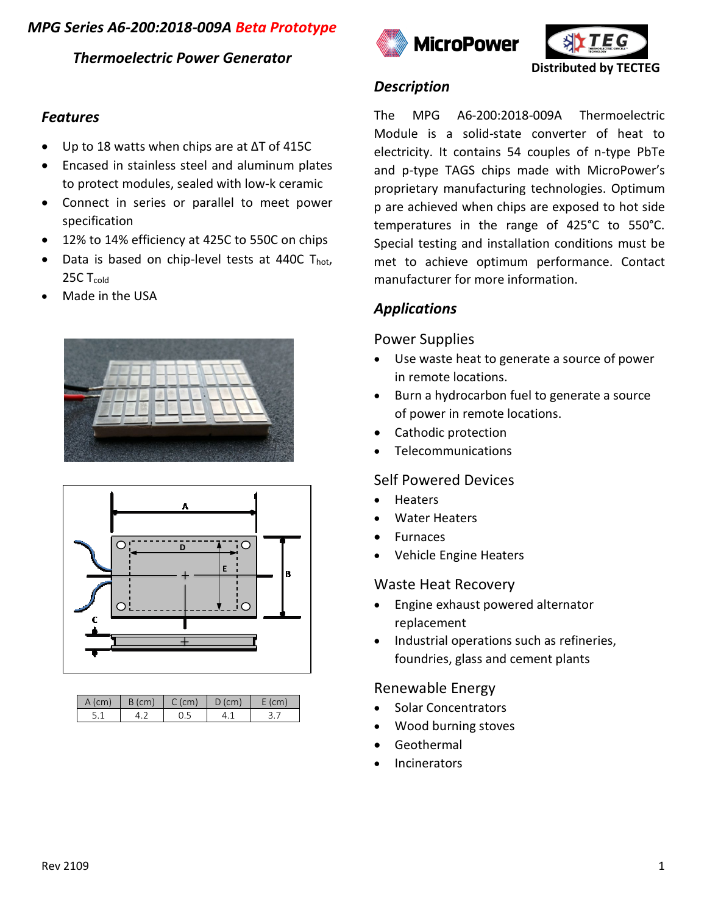# MPG Series A6-200:2018-009A *Beta Prototype*

## *Thermoelectric Power Generator*

### *Features*

- Up to 18 watts when chips are at ΔT of 415C
- Encased in stainless steel and aluminum plates to protect modules, sealed with low-k ceramic
- Connect in series or parallel to meet power specification
- 12% to 14% efficiency at 425C to 550C on chips
- Data is based on chip-level tests at 440C $T_{hot}$, 25C $T_{cold}$
- Made in the USA

| A (cm) | B (cm) | C (cm) | D (cm) | E (cm) |
|---|---|---|---|---|
| 5.1 | 4.2 | 0.5 | 4.1 | 3.7 |

**Distributed by TECTEG**

### *Description*

The MPG A6-200:2018-009A Thermoelectric Module is a solid-state converter of heat to electricity. It contains 54 couples of n-type PbTe and p-type TAGS chips made with MicroPower's proprietary manufacturing technologies. Optimum p are achieved when chips are exposed to hot side temperatures in the range of 425°C to 550°C. Special testing and installation conditions must be met to achieve optimum performance. Contact manufacturer for more information.

### *Applications*

#### Power Supplies

- Use waste heat to generate a source of power in remote locations.
- Burn a hydrocarbon fuel to generate a source of power in remote locations.
- Cathodic protection
- Telecommunications

#### Self Powered Devices

- Heaters
- Water Heaters
- Furnaces
- Vehicle Engine Heaters

#### Waste Heat Recovery

- Engine exhaust powered alternator replacement
- Industrial operations such as refineries, foundries, glass and cement plants

#### Renewable Energy

- Solar Concentrators
- Wood burning stoves
- Geothermal
- Incinerators

Rev 2109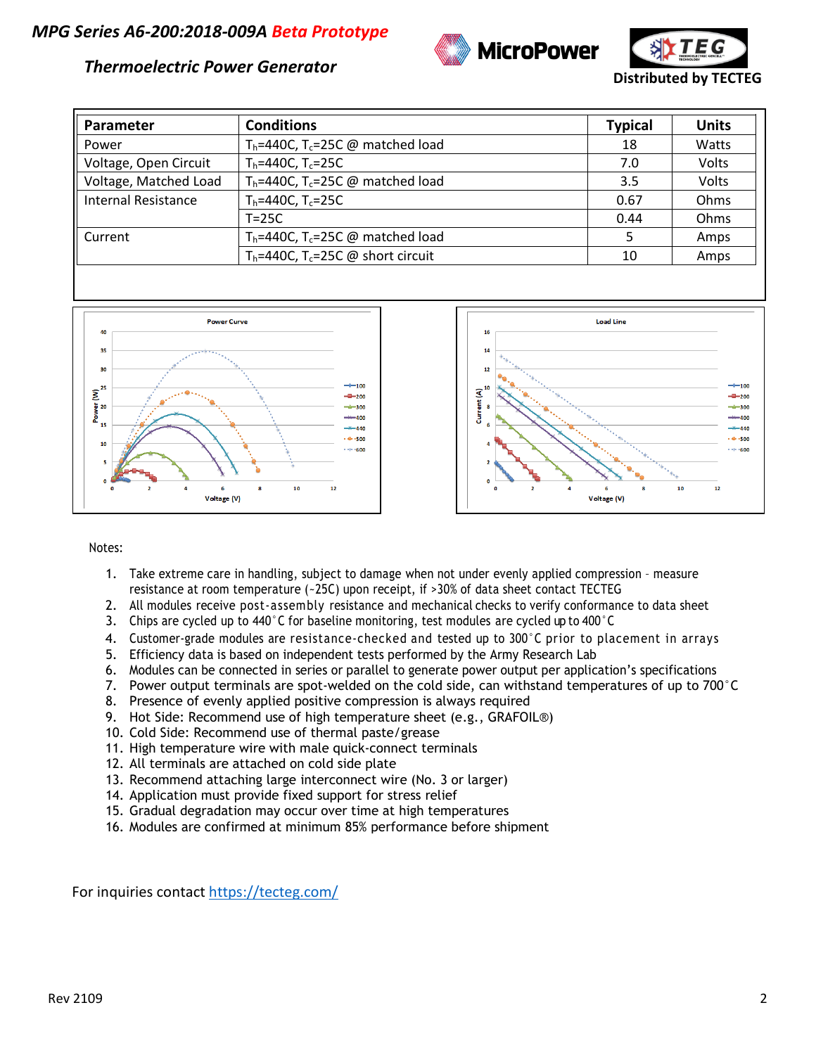*MPG Series A6-200:2018-009A* ***Beta Prototype***

***Thermoelectric Power Generator***

**MicroPower**

**Distributed by TECTEG**

| Parameter | Conditions | Typical | Units |
|---|---|---|---|
| Power | $T_h$=440C, $T_c$=25C @ matched load | 18 | Watts |
| Voltage, Open Circuit | $T_h$=440C, $T_c$=25C | 7.0 | Volts |
| Voltage, Matched Load | $T_h$=440C, $T_c$=25C @ matched load | 3.5 | Volts |
| Internal Resistance | $T_h$=440C, $T_c$=25C | 0.67 | Ohms |
| | T=25C | 0.44 | Ohms |
| Current | $T_h$=440C, $T_c$=25C @ matched load | 5 | Amps |
| | $T_h$=440C, $T_c$=25C @ short circuit | 10 | Amps |

Power Curve

Power (W)

Voltage (V)

0 2 4 6 8 10 12

0 5 10 15 20 25 30 35 40

100 200 300 400 440 500 600

Load Line

Current (A)

Voltage (V)

0 2 4 6 8 10 12

0 2 4 6 8 10 12 14 16

100 200 300 400 440 500 600

Notes:

1. Take extreme care in handling, subject to damage when not under evenly applied compression – measure resistance at room temperature (~25C) upon receipt, if >30% of data sheet contact TECTEG
2. All modules receive post-assembly resistance and mechanical checks to verify conformance to data sheet
3. Chips are cycled up to 440˚C for baseline monitoring, test modules are cycled up to 400˚C
4. Customer-grade modules are resistance-checked and tested up to 300˚C prior to placement in arrays
5. Efficiency data is based on independent tests performed by the Army Research Lab
6. Modules can be connected in series or parallel to generate power output per application's specifications
7. Power output terminals are spot-welded on the cold side, can withstand temperatures of up to 700˚C
8. Presence of evenly applied positive compression is always required
9. Hot Side: Recommend use of high temperature sheet (e.g., GRAFOIL®)
10. Cold Side: Recommend use of thermal paste/grease
11. High temperature wire with male quick-connect terminals
12. All terminals are attached on cold side plate
13. Recommend attaching large interconnect wire (No. 3 or larger)
14. Application must provide fixed support for stress relief
15. Gradual degradation may occur over time at high temperatures
16. Modules are confirmed at minimum 85% performance before shipment

For inquiries contact [https://tecteg.com/](https://tecteg.com/)

Rev 2109